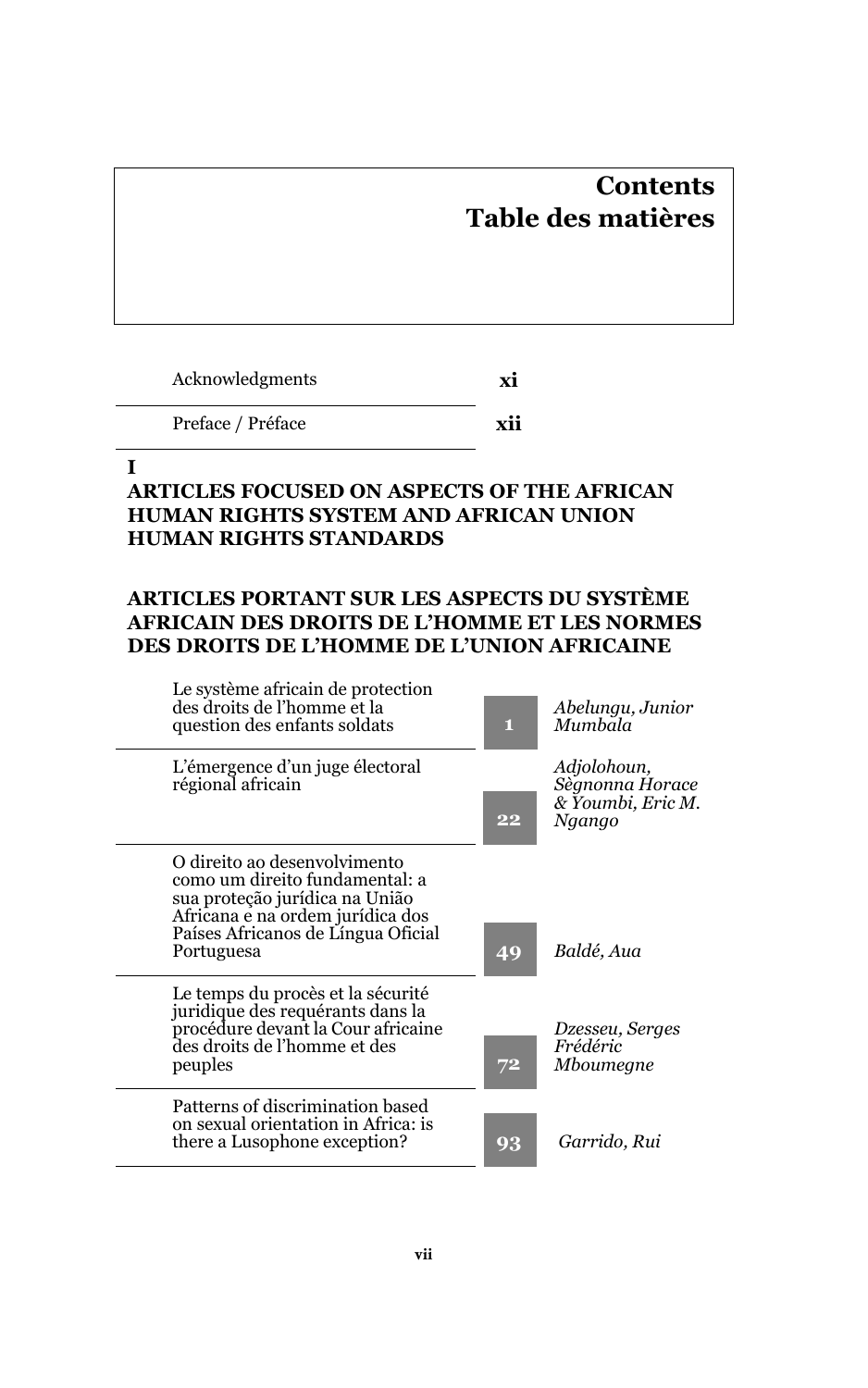# Contents
# Table des matières

| | | |
|---|---|---|
| Acknowledgments | **xi** | |
| Preface / Préface | **xii** | |

## I
## ARTICLES FOCUSED ON ASPECTS OF THE AFRICAN HUMAN RIGHTS SYSTEM AND AFRICAN UNION HUMAN RIGHTS STANDARDS

## ARTICLES PORTANT SUR LES ASPECTS DU SYSTÈME AFRICAIN DES DROITS DE L'HOMME ET LES NORMES DES DROITS DE L'HOMME DE L'UNION AFRICAINE

| | | |
|---|---|---|
| Le système africain de protection des droits de l'homme et la question des enfants soldats | **1** | *Abelungu, Junior Mumbala* |
| L'émergence d'un juge électoral régional africain | **22** | *Adjolohoun, Sègnonna Horace & Youmbi, Eric M. Ngango* |
| O direito ao desenvolvimento como um direito fundamental: a sua proteção jurídica na União Africana e na ordem jurídica dos Países Africanos de Língua Oficial Portuguesa | **49** | *Baldé, Aua* |
| Le temps du procès et la sécurité juridique des requérants dans la procédure devant la Cour africaine des droits de l'homme et des peuples | **72** | *Dzesseu, Serges Frédéric Mboumegne* |
| Patterns of discrimination based on sexual orientation in Africa: is there a Lusophone exception? | **93** | *Garrido, Rui* |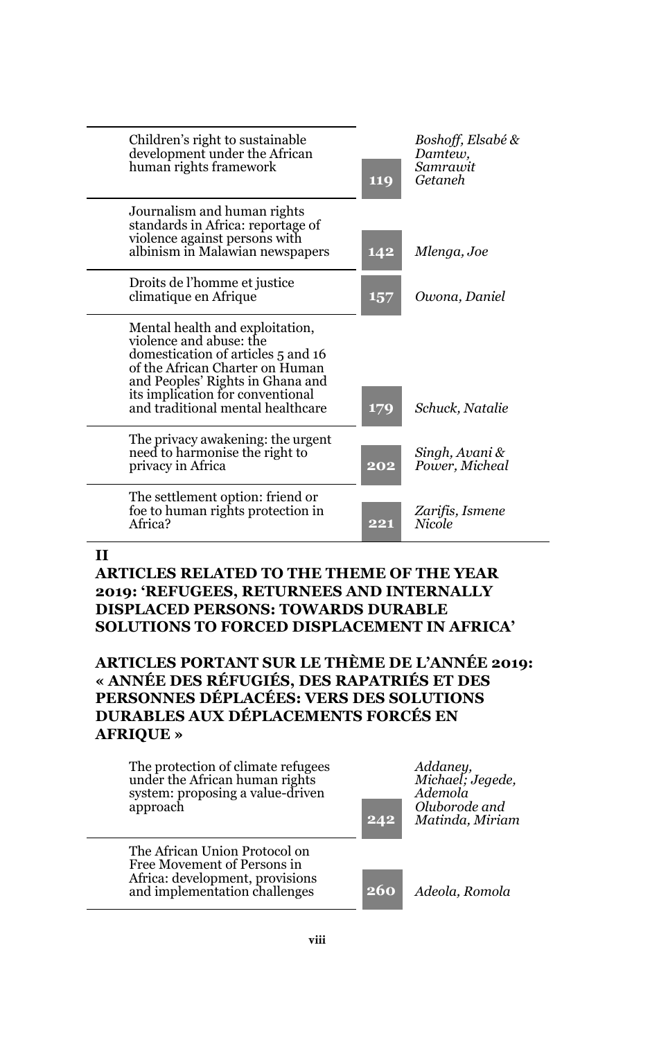| Title | Page | Author(s) |
|---|---|---|
| Children's right to sustainable development under the African human rights framework | 119 | *Boshoff, Elsabé & Damtew, Samrawit Getaneh* |
| Journalism and human rights standards in Africa: reportage of violence against persons with albinism in Malawian newspapers | 142 | *Mlenga, Joe* |
| Droits de l'homme et justice climatique en Afrique | 157 | *Owona, Daniel* |
| Mental health and exploitation, violence and abuse: the domestication of articles 5 and 16 of the African Charter on Human and Peoples' Rights in Ghana and its implication for conventional and traditional mental healthcare | 179 | *Schuck, Natalie* |
| The privacy awakening: the urgent need to harmonise the right to privacy in Africa | 202 | *Singh, Avani & Power, Micheal* |
| The settlement option: friend or foe to human rights protection in Africa? | 221 | *Zarifis, Ismene Nicole* |

## II

## ARTICLES RELATED TO THE THEME OF THE YEAR 2019: 'REFUGEES, RETURNEES AND INTERNALLY DISPLACED PERSONS: TOWARDS DURABLE SOLUTIONS TO FORCED DISPLACEMENT IN AFRICA'

## ARTICLES PORTANT SUR LE THÈME DE L'ANNÉE 2019: « ANNÉE DES RÉFUGIÉS, DES RAPATRIÉS ET DES PERSONNES DÉPLACÉES: VERS DES SOLUTIONS DURABLES AUX DÉPLACEMENTS FORCÉS EN AFRIQUE »

| Title | Page | Author(s) |
|---|---|---|
| The protection of climate refugees under the African human rights system: proposing a value-driven approach | 242 | *Addaney, Michael; Jegede, Ademola Oluborode and Matinda, Miriam* |
| The African Union Protocol on Free Movement of Persons in Africa: development, provisions and implementation challenges | 260 | *Adeola, Romola* |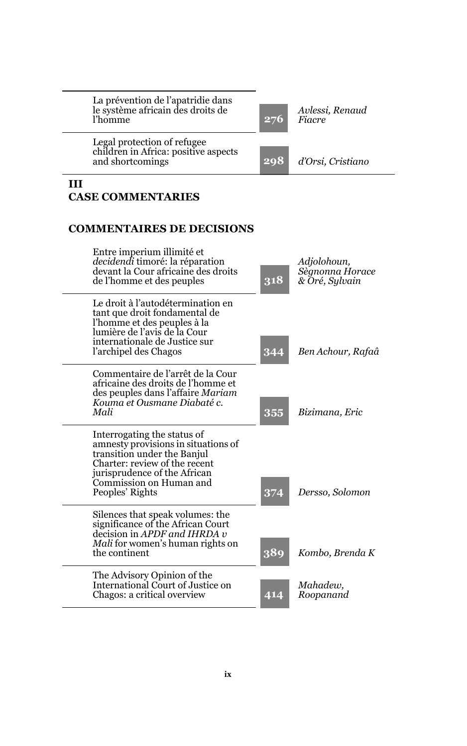| | | |
|---|---|---|
| La prévention de l'apatridie dans le système africain des droits de l'homme | 276 | *Avlessi, Renaud Fiacre* |
| Legal protection of refugee children in Africa: positive aspects and shortcomings | 298 | *d'Orsi, Cristiano* |

## III
## CASE COMMENTARIES

## COMMENTAIRES DE DECISIONS

| | | |
|---|---|---|
| Entre imperium illimité et *decidendi* timoré: la réparation devant la Cour africaine des droits de l'homme et des peuples | 318 | *Adjolohoun, Sègnonna Horace & Oré, Sylvain* |
| Le droit à l'autodétermination en tant que droit fondamental de l'homme et des peuples à la lumière de l'avis de la Cour internationale de Justice sur l'archipel des Chagos | 344 | *Ben Achour, Rafaâ* |
| Commentaire de l'arrêt de la Cour africaine des droits de l'homme et des peuples dans l'affaire *Mariam Kouma et Ousmane Diabaté c. Mali* | 355 | *Bizimana, Eric* |
| Interrogating the status of amnesty provisions in situations of transition under the Banjul Charter: review of the recent jurisprudence of the African Commission on Human and Peoples' Rights | 374 | *Dersso, Solomon* |
| Silences that speak volumes: the significance of the African Court decision in *APDF and IHRDA v Mali* for women's human rights on the continent | 389 | *Kombo, Brenda K* |
| The Advisory Opinion of the International Court of Justice on Chagos: a critical overview | 414 | *Mahadew, Roopanand* |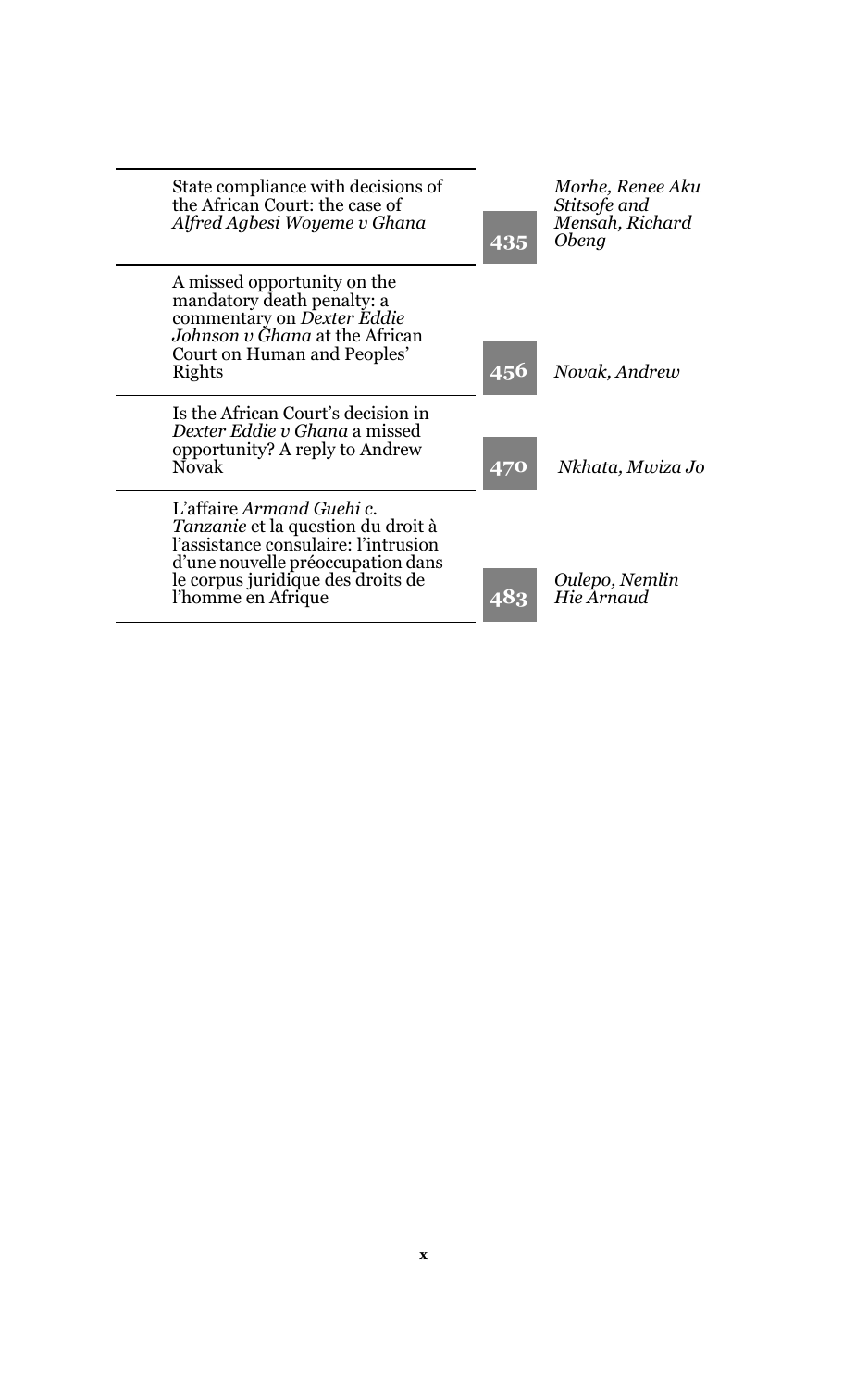| | | |
|---|---|---|
| State compliance with decisions of the African Court: the case of *Alfred Agbesi Woyeme v Ghana* | 435 | *Morhe, Renee Aku Stitsofe and Mensah, Richard Obeng* |
| A missed opportunity on the mandatory death penalty: a commentary on *Dexter Eddie Johnson v Ghana* at the African Court on Human and Peoples' Rights | 456 | *Novak, Andrew* |
| Is the African Court's decision in *Dexter Eddie v Ghana* a missed opportunity? A reply to Andrew Novak | 470 | *Nkhata, Mwiza Jo* |
| L'affaire *Armand Guehi c. Tanzanie* et la question du droit à l'assistance consulaire: l'intrusion d'une nouvelle préoccupation dans le corpus juridique des droits de l'homme en Afrique | 483 | *Oulepo, Nemlin Hie Arnaud* |